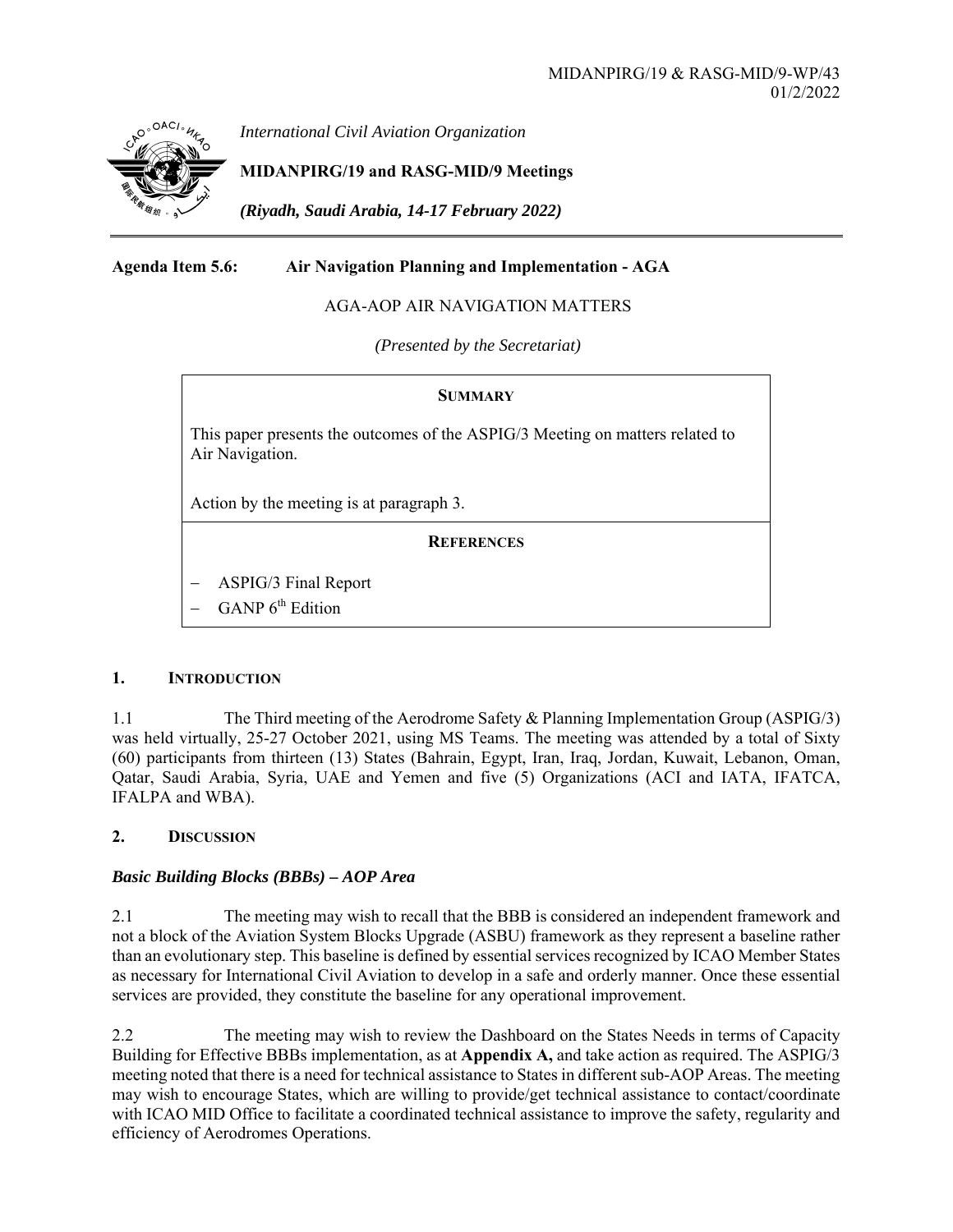MIDANPIRG/19 & RASG-MID/9-WP/43
01/2/2022

*International Civil Aviation Organization*

**MIDANPIRG/19 and RASG-MID/9 Meetings**

***(Riyadh, Saudi Arabia, 14-17 February 2022)***

---

**Agenda Item 5.6: Air Navigation Planning and Implementation - AGA**

AGA-AOP AIR NAVIGATION MATTERS

*(Presented by the Secretariat)*

| **SUMMARY** |
| --- |
| This paper presents the outcomes of the ASPIG/3 Meeting on matters related to Air Navigation.<br><br>Action by the meeting is at paragraph 3. |
| **REFERENCES** |
| − ASPIG/3 Final Report<br>− GANP 6th Edition |

## 1. INTRODUCTION

1.1 The Third meeting of the Aerodrome Safety & Planning Implementation Group (ASPIG/3) was held virtually, 25-27 October 2021, using MS Teams. The meeting was attended by a total of Sixty (60) participants from thirteen (13) States (Bahrain, Egypt, Iran, Iraq, Jordan, Kuwait, Lebanon, Oman, Qatar, Saudi Arabia, Syria, UAE and Yemen and five (5) Organizations (ACI and IATA, IFATCA, IFALPA and WBA).

## 2. DISCUSSION

### *Basic Building Blocks (BBBs) – AOP Area*

2.1 The meeting may wish to recall that the BBB is considered an independent framework and not a block of the Aviation System Blocks Upgrade (ASBU) framework as they represent a baseline rather than an evolutionary step. This baseline is defined by essential services recognized by ICAO Member States as necessary for International Civil Aviation to develop in a safe and orderly manner. Once these essential services are provided, they constitute the baseline for any operational improvement.

2.2 The meeting may wish to review the Dashboard on the States Needs in terms of Capacity Building for Effective BBBs implementation, as at **Appendix A,** and take action as required. The ASPIG/3 meeting noted that there is a need for technical assistance to States in different sub-AOP Areas. The meeting may wish to encourage States, which are willing to provide/get technical assistance to contact/coordinate with ICAO MID Office to facilitate a coordinated technical assistance to improve the safety, regularity and efficiency of Aerodromes Operations.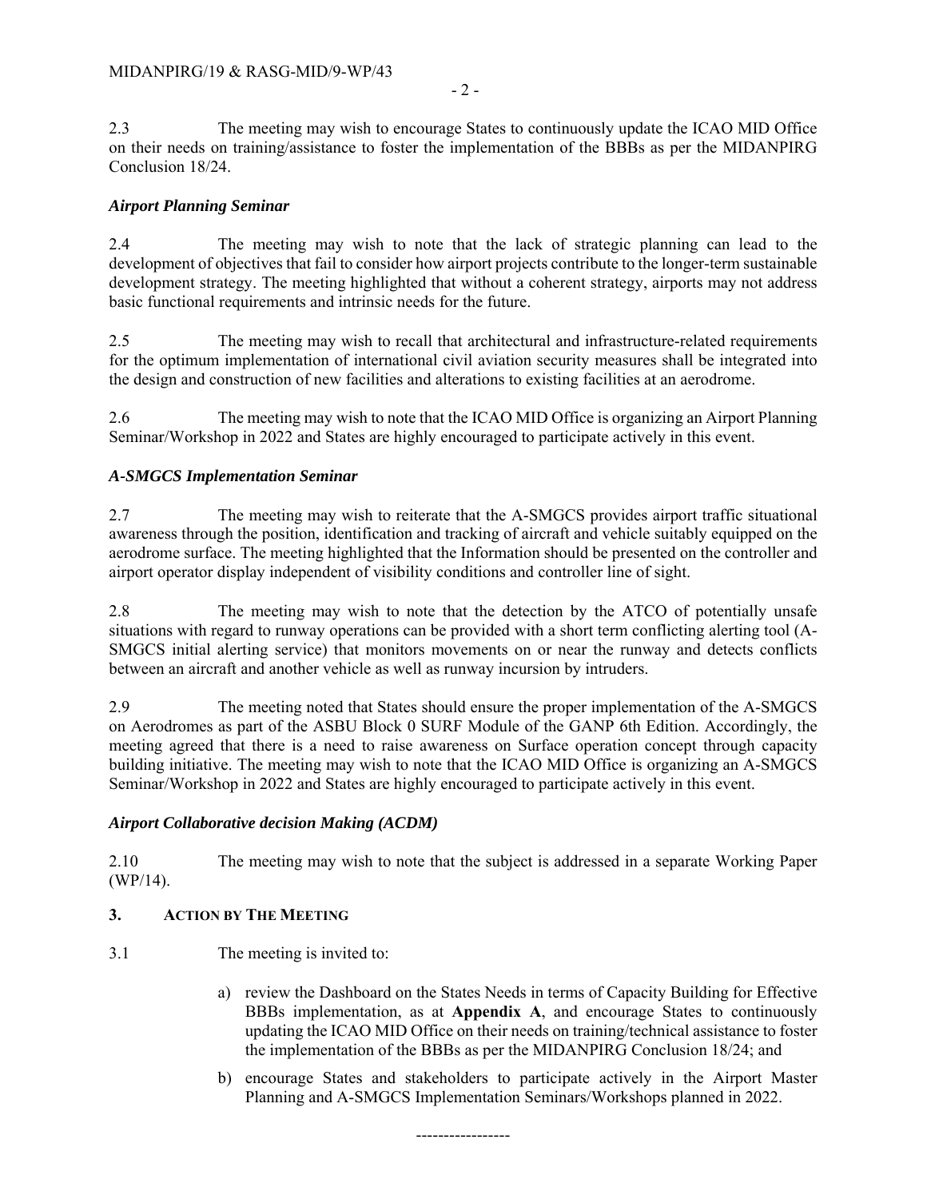2.3 The meeting may wish to encourage States to continuously update the ICAO MID Office on their needs on training/assistance to foster the implementation of the BBBs as per the MIDANPIRG Conclusion 18/24.

### *Airport Planning Seminar*

2.4 The meeting may wish to note that the lack of strategic planning can lead to the development of objectives that fail to consider how airport projects contribute to the longer-term sustainable development strategy. The meeting highlighted that without a coherent strategy, airports may not address basic functional requirements and intrinsic needs for the future.

2.5 The meeting may wish to recall that architectural and infrastructure-related requirements for the optimum implementation of international civil aviation security measures shall be integrated into the design and construction of new facilities and alterations to existing facilities at an aerodrome.

2.6 The meeting may wish to note that the ICAO MID Office is organizing an Airport Planning Seminar/Workshop in 2022 and States are highly encouraged to participate actively in this event.

### *A-SMGCS Implementation Seminar*

2.7 The meeting may wish to reiterate that the A-SMGCS provides airport traffic situational awareness through the position, identification and tracking of aircraft and vehicle suitably equipped on the aerodrome surface. The meeting highlighted that the Information should be presented on the controller and airport operator display independent of visibility conditions and controller line of sight.

2.8 The meeting may wish to note that the detection by the ATCO of potentially unsafe situations with regard to runway operations can be provided with a short term conflicting alerting tool (A-SMGCS initial alerting service) that monitors movements on or near the runway and detects conflicts between an aircraft and another vehicle as well as runway incursion by intruders.

2.9 The meeting noted that States should ensure the proper implementation of the A-SMGCS on Aerodromes as part of the ASBU Block 0 SURF Module of the GANP 6th Edition. Accordingly, the meeting agreed that there is a need to raise awareness on Surface operation concept through capacity building initiative. The meeting may wish to note that the ICAO MID Office is organizing an A-SMGCS Seminar/Workshop in 2022 and States are highly encouraged to participate actively in this event.

### *Airport Collaborative decision Making (ACDM)*

2.10 The meeting may wish to note that the subject is addressed in a separate Working Paper (WP/14).

## 3. ACTION BY THE MEETING

3.1 The meeting is invited to:

a) review the Dashboard on the States Needs in terms of Capacity Building for Effective BBBs implementation, as at **Appendix A**, and encourage States to continuously updating the ICAO MID Office on their needs on training/technical assistance to foster the implementation of the BBBs as per the MIDANPIRG Conclusion 18/24; and

b) encourage States and stakeholders to participate actively in the Airport Master Planning and A-SMGCS Implementation Seminars/Workshops planned in 2022.

-----------------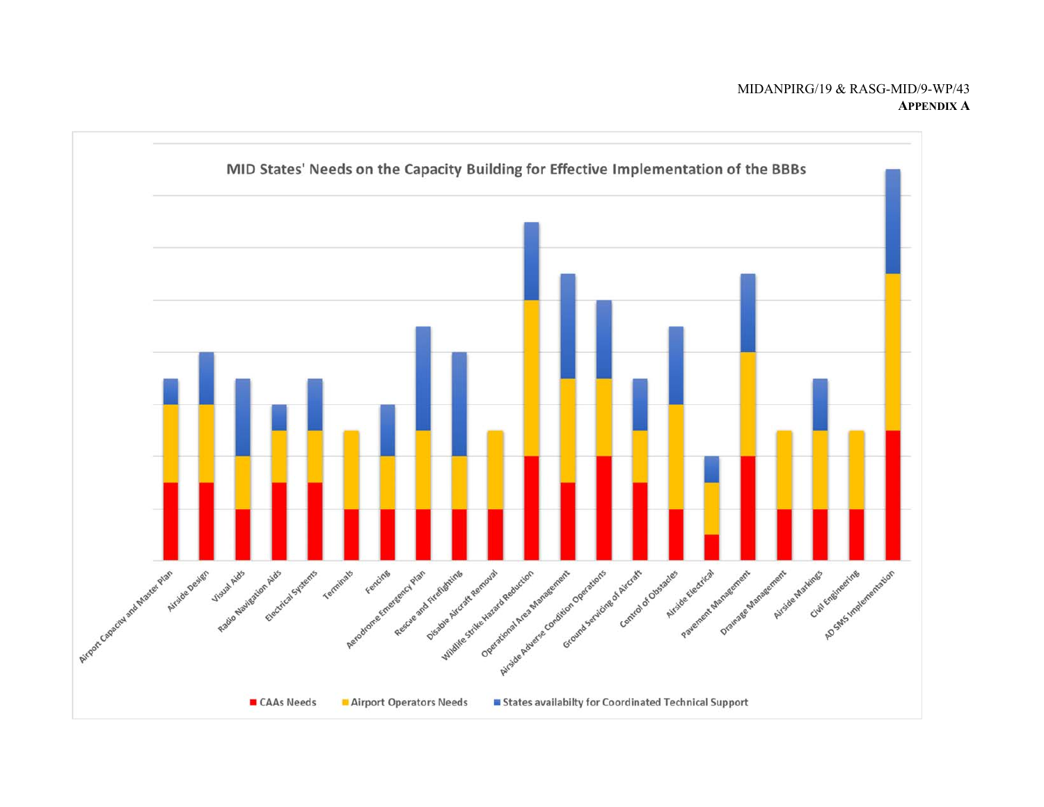**APPENDIX A**

MID States' Needs on the Capacity Building for Effective Implementation of the BBBs

Airport Capacity and Master Plan
Airside Design
Visual Aids
Radio Navigation Aids
Electrical Systems
Terminals
Fencing
Aerodrome Emergency Plan
Rescue and Firefighting
Disable Aircraft Removal
Wildlife Strike Hazard Reduction
Operational Area Management
Airside Adverse Condition Operations
Ground Servicing of Aircraft
Control of Obstacles
Airside Electrical
Pavement Management
Drainage Management
Airside Markings
Civil Engineering
AD SMS Implementation

CAAs Needs
Airport Operators Needs
States availabilty for Coordinated Technical Support